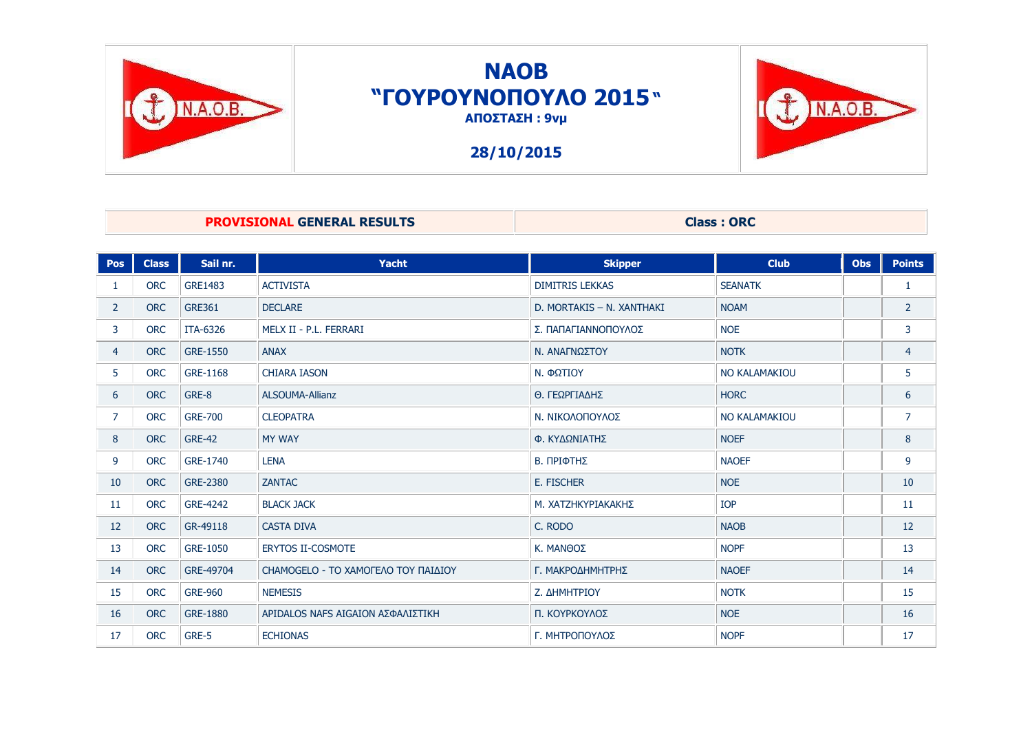# NAOB
# “ΓΟΥΡΟΥΝΟΠΟΥΛΟ 2015“
**ΑΠΟΣΤΑΣΗ : 9νμ**

**28/10/2015**

| **PROVISIONAL GENERAL RESULTS** | **Class : ORC** |
|---|---|

| Pos | Class | Sail nr. | Yacht | Skipper | Club | Obs | Points |
|---|---|---|---|---|---|---|---|
| 1 | ORC | GRE1483 | ACTIVISTA | DIMITRIS LEKKAS | SEANATK | | 1 |
| 2 | ORC | GRE361 | DECLARE | D. MORTAKIS – N. XANTHAKI | NOAM | | 2 |
| 3 | ORC | ITA-6326 | MELX II - P.L. FERRARI | Σ. ΠΑΠΑΓΙΑΝΝΟΠΟΥΛΟΣ | NOE | | 3 |
| 4 | ORC | GRE-1550 | ANAX | Ν. ΑΝΑΓΝΩΣΤΟΥ | NOTK | | 4 |
| 5 | ORC | GRE-1168 | CHIARA IASON | Ν. ΦΩΤΙΟΥ | NO KALAMAKIOU | | 5 |
| 6 | ORC | GRE-8 | ALSOUMA-Allianz | Θ. ΓΕΩΡΓΙΑΔΗΣ | HORC | | 6 |
| 7 | ORC | GRE-700 | CLEOPATRA | Ν. ΝΙΚΟΛΟΠΟΥΛΟΣ | NO KALAMAKIOU | | 7 |
| 8 | ORC | GRE-42 | MY WAY | Φ. ΚΥΔΩΝΙΑΤΗΣ | NOEF | | 8 |
| 9 | ORC | GRE-1740 | LENA | Β. ΠΡΙΦΤΗΣ | NAOEF | | 9 |
| 10 | ORC | GRE-2380 | ZANTAC | E. FISCHER | NOE | | 10 |
| 11 | ORC | GRE-4242 | BLACK JACK | Μ. ΧΑΤΖΗΚΥΡΙΑΚΑΚΗΣ | IOP | | 11 |
| 12 | ORC | GR-49118 | CASTA DIVA | C. RODO | NAOB | | 12 |
| 13 | ORC | GRE-1050 | ERYTOS II-COSMOTE | Κ. ΜΑΝΘΟΣ | NOPF | | 13 |
| 14 | ORC | GRE-49704 | CHAMOGELO - ΤΟ ΧΑΜΟΓΕΛΟ ΤΟΥ ΠΑΙΔΙΟΥ | Γ. ΜΑΚΡΟΔΗΜΗΤΡΗΣ | NAOEF | | 14 |
| 15 | ORC | GRE-960 | NEMESIS | Ζ. ΔΗΜΗΤΡΙΟΥ | NOTK | | 15 |
| 16 | ORC | GRE-1880 | APIDALOS NAFS AIGAION ΑΣΦΑΛΙΣΤΙΚΗ | Π. ΚΟΥΡΚΟΥΛΟΣ | NOE | | 16 |
| 17 | ORC | GRE-5 | ECHIONAS | Γ. ΜΗΤΡΟΠΟΥΛΟΣ | NOPF | | 17 |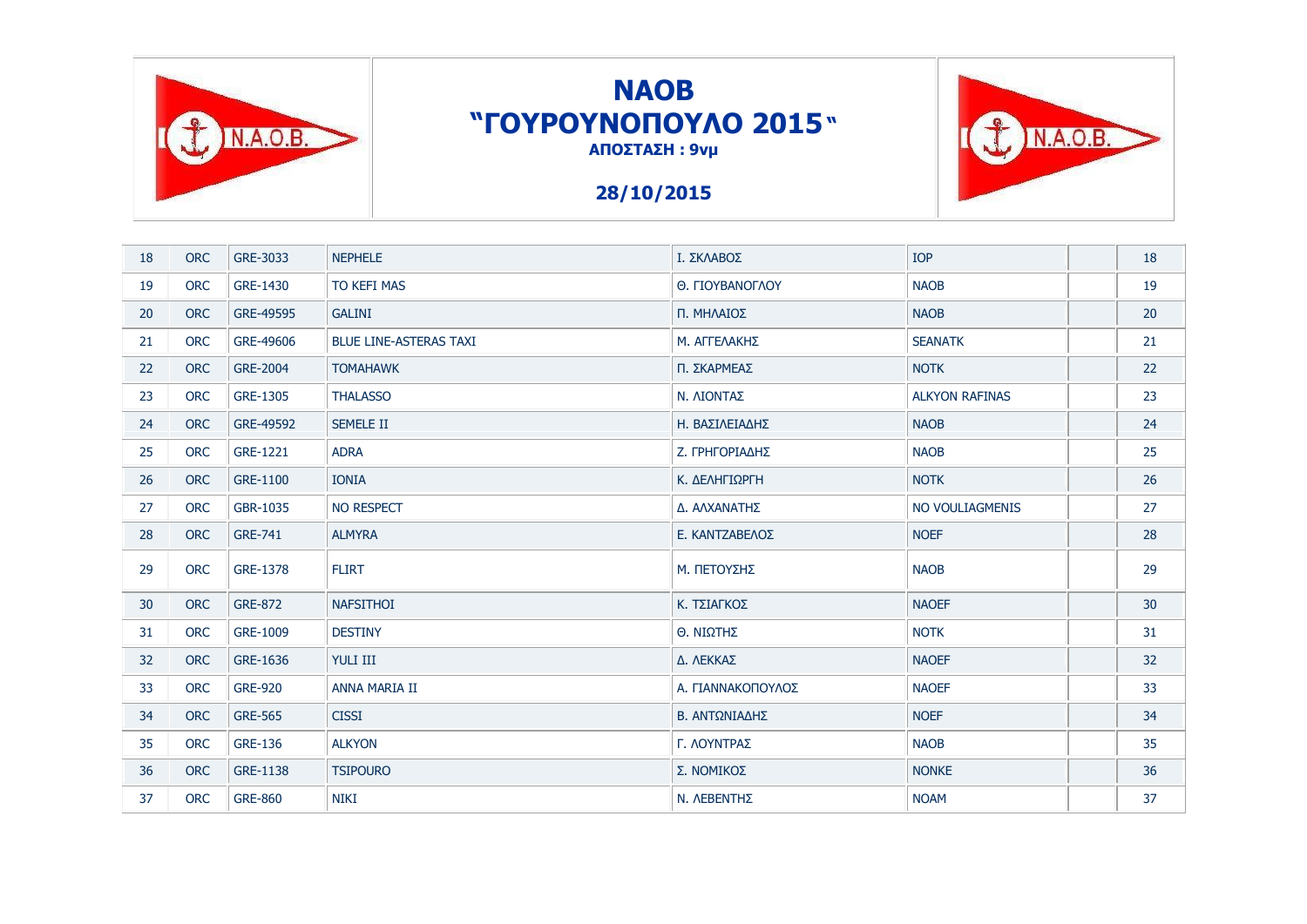# NAOB
# "ΓΟΥΡΟΥΝΟΠΟΥΛΟ 2015"

**ΑΠΟΣΤΑΣΗ : 9νμ**

**28/10/2015**

| | | | | | | | |
|---|---|---|---|---|---|---|---|
| 18 | ORC | GRE-3033 | NEPHELE | Ι. ΣΚΛΑΒΟΣ | IOP | | 18 |
| 19 | ORC | GRE-1430 | TO KEFI MAS | Θ. ΓΙΟΥΒΑΝΟΓΛΟΥ | NAOB | | 19 |
| 20 | ORC | GRE-49595 | GALINI | Π. ΜΗΛΑΙΟΣ | NAOB | | 20 |
| 21 | ORC | GRE-49606 | BLUE LINE-ASTERAS TAXI | Μ. ΑΓΓΕΛΑΚΗΣ | SEANATK | | 21 |
| 22 | ORC | GRE-2004 | TOMAHAWK | Π. ΣΚΑΡΜΕΑΣ | NOTK | | 22 |
| 23 | ORC | GRE-1305 | THALASSO | Ν. ΛΙΟΝΤΑΣ | ALKYON RAFINAS | | 23 |
| 24 | ORC | GRE-49592 | SEMELE II | Η. ΒΑΣΙΛΕΙΑΔΗΣ | NAOB | | 24 |
| 25 | ORC | GRE-1221 | ADRA | Ζ. ΓΡΗΓΟΡΙΑΔΗΣ | NAOB | | 25 |
| 26 | ORC | GRE-1100 | IONIA | Κ. ΔΕΛΗΓΙΩΡΓΗ | NOTK | | 26 |
| 27 | ORC | GBR-1035 | NO RESPECT | Δ. ΑΛΧΑΝΑΤΗΣ | NO VOULIAGMENIS | | 27 |
| 28 | ORC | GRE-741 | ALMYRA | Ε. ΚΑΝΤΖΑΒΕΛΟΣ | NOEF | | 28 |
| 29 | ORC | GRE-1378 | FLIRT | Μ. ΠΕΤΟΥΣΗΣ | NAOB | | 29 |
| 30 | ORC | GRE-872 | NAFSITHOI | Κ. ΤΣΙΑΓΚΟΣ | NAOEF | | 30 |
| 31 | ORC | GRE-1009 | DESTINY | Θ. ΝΙΩΤΗΣ | NOTK | | 31 |
| 32 | ORC | GRE-1636 | YULI III | Δ. ΛΕΚΚΑΣ | NAOEF | | 32 |
| 33 | ORC | GRE-920 | ANNA MARIA II | Α. ΓΙΑΝΝΑΚΟΠΟΥΛΟΣ | NAOEF | | 33 |
| 34 | ORC | GRE-565 | CISSI | Β. ΑΝΤΩΝΙΑΔΗΣ | NOEF | | 34 |
| 35 | ORC | GRE-136 | ALKYON | Γ. ΛΟΥΝΤΡΑΣ | NAOB | | 35 |
| 36 | ORC | GRE-1138 | TSIPOURO | Σ. ΝΟΜΙΚΟΣ | NONKE | | 36 |
| 37 | ORC | GRE-860 | NIKI | Ν. ΛΕΒΕΝΤΗΣ | NOAM | | 37 |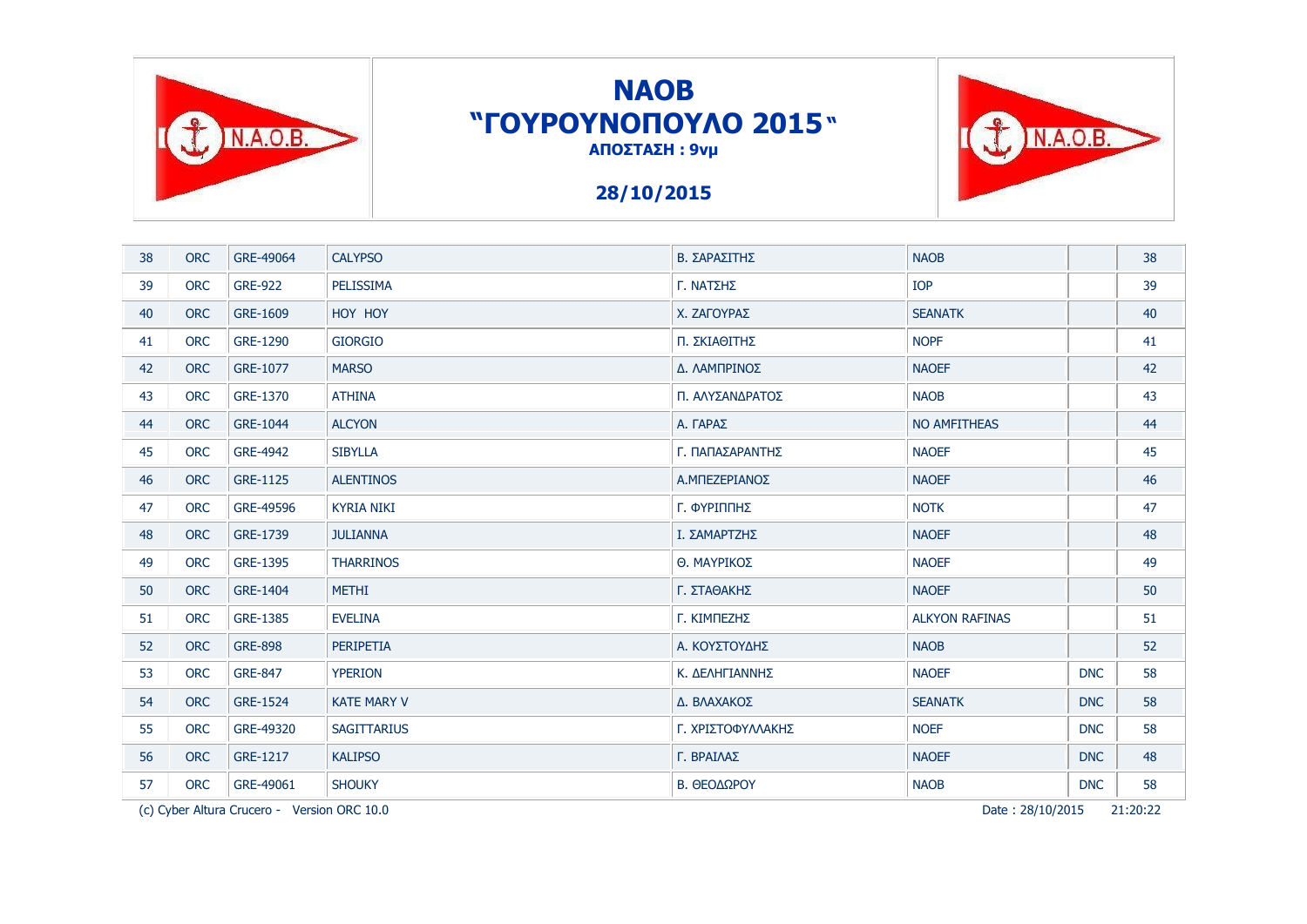# NAOB
# "ΓΟΥΡΟΥΝΟΠΟΥΛΟ 2015"
**ΑΠΟΣΤΑΣΗ : 9νμ**

**28/10/2015**

| | | | | | | | |
|---|---|---|---|---|---|---|---|
| 38 | ORC | GRE-49064 | CALYPSO | Β. ΣΑΡΑΣΙΤΗΣ | NAOB | | 38 |
| 39 | ORC | GRE-922 | PELISSIMA | Γ. ΝΑΤΣΗΣ | IOP | | 39 |
| 40 | ORC | GRE-1609 | HOY HOY | Χ. ΖΑΓΟΥΡΑΣ | SEANATK | | 40 |
| 41 | ORC | GRE-1290 | GIORGIO | Π. ΣΚΙΑΘΙΤΗΣ | NOPF | | 41 |
| 42 | ORC | GRE-1077 | MARSO | Δ. ΛΑΜΠΡΙΝΟΣ | NAOEF | | 42 |
| 43 | ORC | GRE-1370 | ATHINA | Π. ΑΛΥΣΑΝΔΡΑΤΟΣ | NAOB | | 43 |
| 44 | ORC | GRE-1044 | ALCYON | Α. ΓΑΡΑΣ | NO AMFITHEAS | | 44 |
| 45 | ORC | GRE-4942 | SIBYLLA | Γ. ΠΑΠΑΣΑΡΑΝΤΗΣ | NAOEF | | 45 |
| 46 | ORC | GRE-1125 | ALENTINOS | Α.ΜΠΕΖΕΡΙΑΝΟΣ | NAOEF | | 46 |
| 47 | ORC | GRE-49596 | KYRIA NIKI | Γ. ΦΥΡΙΠΠΗΣ | NOTK | | 47 |
| 48 | ORC | GRE-1739 | JULIANNA | Ι. ΣΑΜΑΡΤΖΗΣ | NAOEF | | 48 |
| 49 | ORC | GRE-1395 | THARRINOS | Θ. ΜΑΥΡΙΚΟΣ | NAOEF | | 49 |
| 50 | ORC | GRE-1404 | METHI | Γ. ΣΤΑΘΑΚΗΣ | NAOEF | | 50 |
| 51 | ORC | GRE-1385 | EVELINA | Γ. ΚΙΜΠΕΖΗΣ | ALKYON RAFINAS | | 51 |
| 52 | ORC | GRE-898 | PERIPETIA | Α. ΚΟΥΣΤΟΥΔΗΣ | NAOB | | 52 |
| 53 | ORC | GRE-847 | YPERION | Κ. ΔΕΛΗΓΙΑΝΝΗΣ | NAOEF | DNC | 58 |
| 54 | ORC | GRE-1524 | KATE MARY V | Δ. ΒΛΑΧΑΚΟΣ | SEANATK | DNC | 58 |
| 55 | ORC | GRE-49320 | SAGITTARIUS | Γ. ΧΡΙΣΤΟΦΥΛΛΑΚΗΣ | NOEF | DNC | 58 |
| 56 | ORC | GRE-1217 | KALIPSO | Γ. ΒΡΑΙΛΑΣ | NAOEF | DNC | 48 |
| 57 | ORC | GRE-49061 | SHOUKY | Β. ΘΕΟΔΩΡΟΥ | NAOB | DNC | 58 |

(c) Cyber Altura Crucero - Version ORC 10.0 Date : 28/10/2015 21:20:22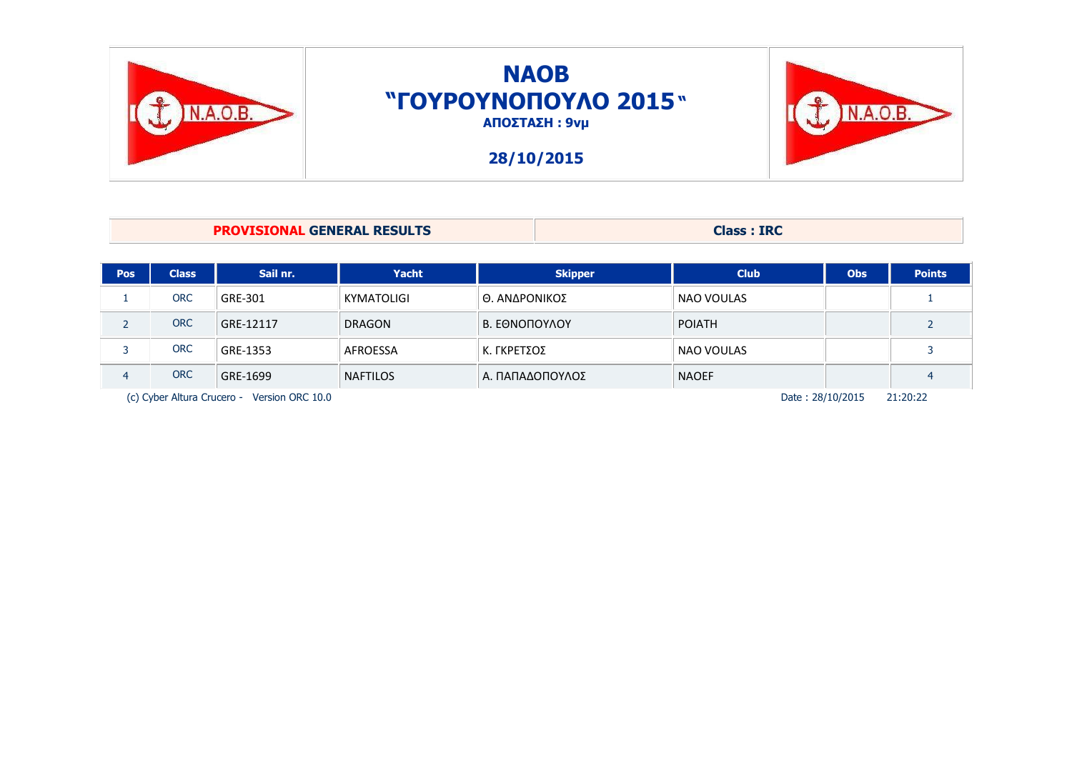# NAOB

# "ΓΟΥΡΟΥΝΟΠΟΥΛΟ 2015"

**ΑΠΟΣΤΑΣΗ : 9νμ**

**28/10/2015**

| **PROVISIONAL GENERAL RESULTS** | **Class : IRC** |
|---|---|

| Pos | Class | Sail nr. | Yacht | Skipper | Club | Obs | Points |
|---|---|---|---|---|---|---|---|
| 1 | ORC | GRE-301 | KYMATOLIGI | Θ. ΑΝΔΡΟΝΙΚΟΣ | NAO VOULAS | | 1 |
| 2 | ORC | GRE-12117 | DRAGON | Β. ΕΘΝΟΠΟΥΛΟΥ | ΡΟΙΑΤΗ | | 2 |
| 3 | ORC | GRE-1353 | AFROESSA | Κ. ΓΚΡΕΤΣΟΣ | NAO VOULAS | | 3 |
| 4 | ORC | GRE-1699 | NAFTILOS | Α. ΠΑΠΑΔΟΠΟΥΛΟΣ | NAOEF | | 4 |

(c) Cyber Altura Crucero - Version ORC 10.0 Date : 28/10/2015 21:20:22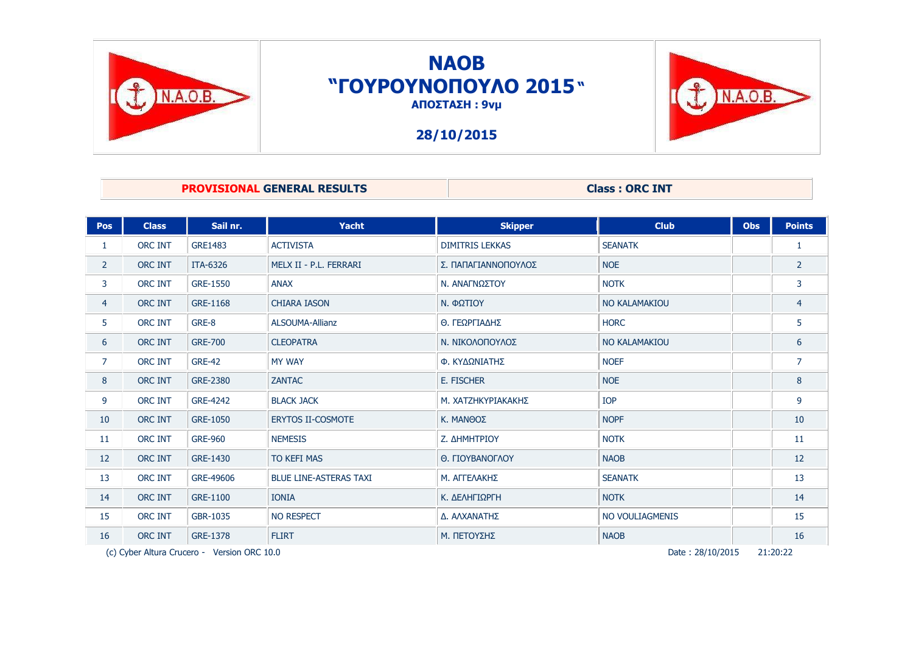# NAOB
## "ΓΟΥΡΟΥΝΟΠΟΥΛΟ 2015"
**ΑΠΟΣΤΑΣΗ : 9νμ**

**28/10/2015**

| **PROVISIONAL GENERAL RESULTS** | **Class : ORC INT** |
|---|---|

| Pos | Class | Sail nr. | Yacht | Skipper | Club | Obs | Points |
|---|---|---|---|---|---|---|---|
| 1 | ORC INT | GRE1483 | ACTIVISTA | DIMITRIS LEKKAS | SEANATK | | 1 |
| 2 | ORC INT | ITA-6326 | MELX II - P.L. FERRARI | Σ. ΠΑΠΑΓΙΑΝΝΟΠΟΥΛΟΣ | NOE | | 2 |
| 3 | ORC INT | GRE-1550 | ANAX | Ν. ΑΝΑΓΝΩΣΤΟΥ | NOTK | | 3 |
| 4 | ORC INT | GRE-1168 | CHIARA IASON | Ν. ΦΩΤΙΟΥ | NO KALAMAKIOU | | 4 |
| 5 | ORC INT | GRE-8 | ALSOUMA-Allianz | Θ. ΓΕΩΡΓΙΑΔΗΣ | HORC | | 5 |
| 6 | ORC INT | GRE-700 | CLEOPATRA | Ν. ΝΙΚΟΛΟΠΟΥΛΟΣ | NO KALAMAKIOU | | 6 |
| 7 | ORC INT | GRE-42 | MY WAY | Φ. ΚΥΔΩΝΙΑΤΗΣ | NOEF | | 7 |
| 8 | ORC INT | GRE-2380 | ZANTAC | E. FISCHER | NOE | | 8 |
| 9 | ORC INT | GRE-4242 | BLACK JACK | Μ. ΧΑΤΖΗΚΥΡΙΑΚΑΚΗΣ | IOP | | 9 |
| 10 | ORC INT | GRE-1050 | ERYTOS II-COSMOTE | Κ. ΜΑΝΘΟΣ | NOPF | | 10 |
| 11 | ORC INT | GRE-960 | NEMESIS | Ζ. ΔΗΜΗΤΡΙΟΥ | NOTK | | 11 |
| 12 | ORC INT | GRE-1430 | TO KEFI MAS | Θ. ΓΙΟΥΒΑΝΟΓΛΟΥ | NAOB | | 12 |
| 13 | ORC INT | GRE-49606 | BLUE LINE-ASTERAS TAXI | Μ. ΑΓΓΕΛΑΚΗΣ | SEANATK | | 13 |
| 14 | ORC INT | GRE-1100 | IONIA | Κ. ΔΕΛΗΓΙΩΡΓΗ | NOTK | | 14 |
| 15 | ORC INT | GBR-1035 | NO RESPECT | Δ. ΑΛΧΑΝΑΤΗΣ | NO VOULIAGMENIS | | 15 |
| 16 | ORC INT | GRE-1378 | FLIRT | Μ. ΠΕΤΟΥΣΗΣ | NAOB | | 16 |

(c) Cyber Altura Crucero - Version ORC 10.0 Date : 28/10/2015 21:20:22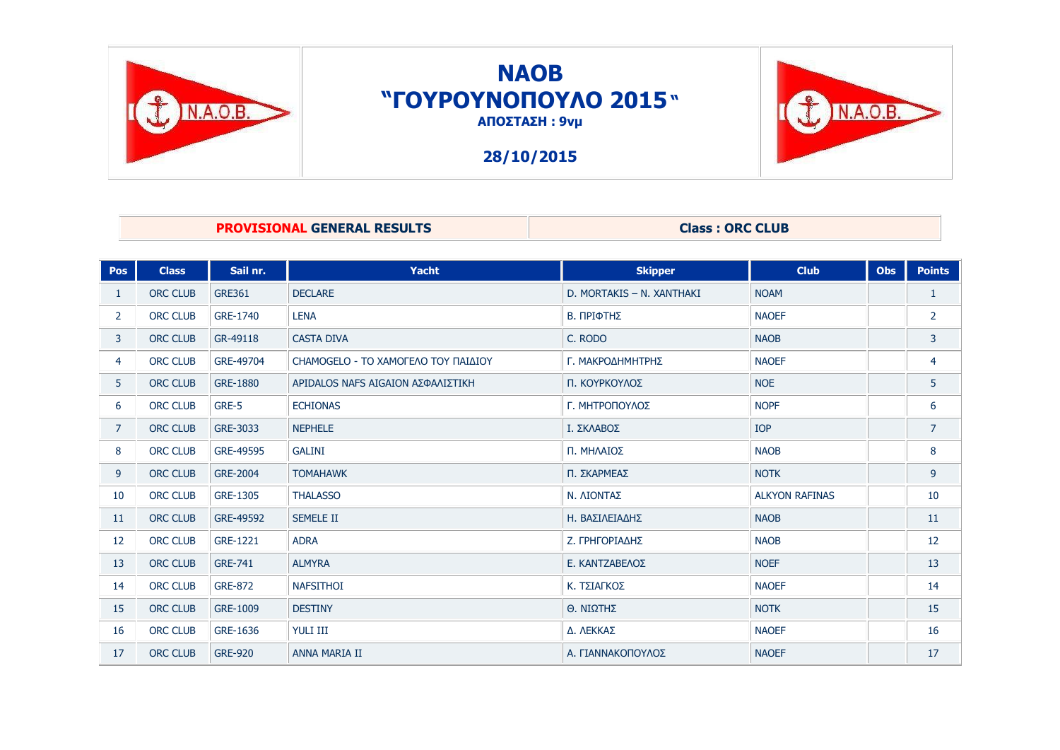# NAOB

## "ΓΟΥΡΟΥΝΟΠΟΥΛΟ 2015"

**ΑΠΟΣΤΑΣΗ : 9νμ**

**28/10/2015**

| **PROVISIONAL GENERAL RESULTS** | **Class : ORC CLUB** |
|---|---|

| Pos | Class | Sail nr. | Yacht | Skipper | Club | Obs | Points |
|---|---|---|---|---|---|---|---|
| 1 | ORC CLUB | GRE361 | DECLARE | D. MORTAKIS – N. XANTHAKI | NOAM | | 1 |
| 2 | ORC CLUB | GRE-1740 | LENA | Β. ΠΡΙΦΤΗΣ | NAOEF | | 2 |
| 3 | ORC CLUB | GR-49118 | CASTA DIVA | C. RODO | NAOB | | 3 |
| 4 | ORC CLUB | GRE-49704 | CHAMOGELO - ΤΟ ΧΑΜΟΓΕΛΟ ΤΟΥ ΠΑΙΔΙΟΥ | Γ. ΜΑΚΡΟΔΗΜΗΤΡΗΣ | NAOEF | | 4 |
| 5 | ORC CLUB | GRE-1880 | APIDALOS NAFS AIGAION ΑΣΦΑΛΙΣΤΙΚΗ | Π. ΚΟΥΡΚΟΥΛΟΣ | NOE | | 5 |
| 6 | ORC CLUB | GRE-5 | ECHIONAS | Γ. ΜΗΤΡΟΠΟΥΛΟΣ | NOPF | | 6 |
| 7 | ORC CLUB | GRE-3033 | NEPHELE | Ι. ΣΚΛΑΒΟΣ | IOP | | 7 |
| 8 | ORC CLUB | GRE-49595 | GALINI | Π. ΜΗΛΑΙΟΣ | NAOB | | 8 |
| 9 | ORC CLUB | GRE-2004 | TOMAHAWK | Π. ΣΚΑΡΜΕΑΣ | NOTK | | 9 |
| 10 | ORC CLUB | GRE-1305 | THALASSO | Ν. ΛΙΟΝΤΑΣ | ALKYON RAFINAS | | 10 |
| 11 | ORC CLUB | GRE-49592 | SEMELE II | Η. ΒΑΣΙΛΕΙΑΔΗΣ | NAOB | | 11 |
| 12 | ORC CLUB | GRE-1221 | ADRA | Ζ. ΓΡΗΓΟΡΙΑΔΗΣ | NAOB | | 12 |
| 13 | ORC CLUB | GRE-741 | ALMYRA | Ε. ΚΑΝΤΖΑΒΕΛΟΣ | NOEF | | 13 |
| 14 | ORC CLUB | GRE-872 | NAFSITHOI | Κ. ΤΣΙΑΓΚΟΣ | NAOEF | | 14 |
| 15 | ORC CLUB | GRE-1009 | DESTINY | Θ. ΝΙΩΤΗΣ | NOTK | | 15 |
| 16 | ORC CLUB | GRE-1636 | YULI III | Δ. ΛΕΚΚΑΣ | NAOEF | | 16 |
| 17 | ORC CLUB | GRE-920 | ANNA MARIA II | Α. ΓΙΑΝΝΑΚΟΠΟΥΛΟΣ | NAOEF | | 17 |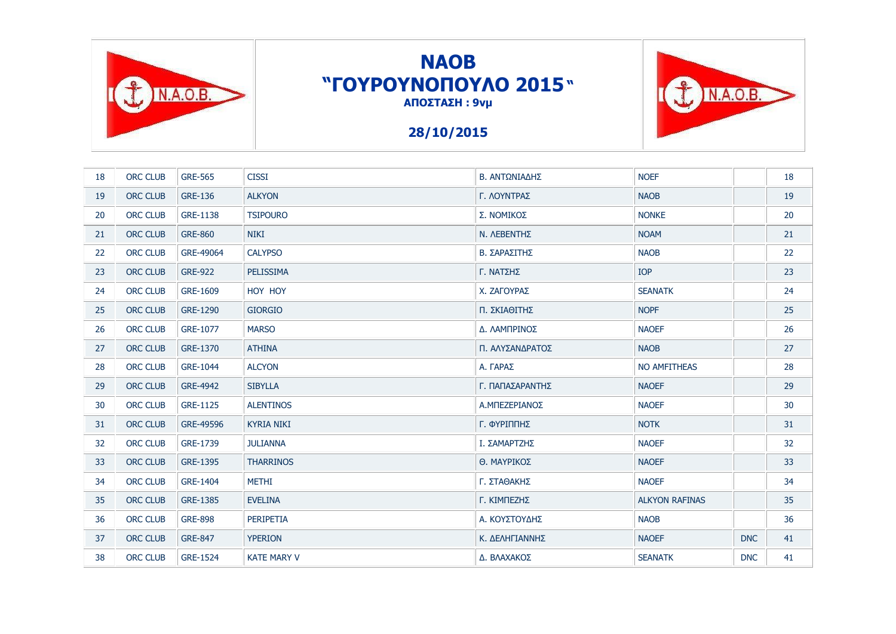# NAOB
## "ΓΟΥΡΟΥΝΟΠΟΥΛΟ 2015"
**ΑΠΟΣΤΑΣΗ : 9νμ**

**28/10/2015**

| | | | | | | | |
|---|---|---|---|---|---|---|---|
| 18 | ORC CLUB | GRE-565 | CISSI | Β. ΑΝΤΩΝΙΑΔΗΣ | NOEF | | 18 |
| 19 | ORC CLUB | GRE-136 | ALKYON | Γ. ΛΟΥΝΤΡΑΣ | NAOB | | 19 |
| 20 | ORC CLUB | GRE-1138 | TSIPOURO | Σ. ΝΟΜΙΚΟΣ | NONKE | | 20 |
| 21 | ORC CLUB | GRE-860 | NIKI | Ν. ΛΕΒΕΝΤΗΣ | NOAM | | 21 |
| 22 | ORC CLUB | GRE-49064 | CALYPSO | Β. ΣΑΡΑΣΙΤΗΣ | NAOB | | 22 |
| 23 | ORC CLUB | GRE-922 | PELISSIMA | Γ. ΝΑΤΣΗΣ | IOP | | 23 |
| 24 | ORC CLUB | GRE-1609 | HOY HOY | Χ. ΖΑΓΟΥΡΑΣ | SEANATK | | 24 |
| 25 | ORC CLUB | GRE-1290 | GIORGIO | Π. ΣΚΙΑΘΙΤΗΣ | NOPF | | 25 |
| 26 | ORC CLUB | GRE-1077 | MARSO | Δ. ΛΑΜΠΡΙΝΟΣ | NAOEF | | 26 |
| 27 | ORC CLUB | GRE-1370 | ATHINA | Π. ΑΛΥΣΑΝΔΡΑΤΟΣ | NAOB | | 27 |
| 28 | ORC CLUB | GRE-1044 | ALCYON | Α. ΓΑΡΑΣ | NO AMFITHEAS | | 28 |
| 29 | ORC CLUB | GRE-4942 | SIBYLLA | Γ. ΠΑΠΑΣΑΡΑΝΤΗΣ | NAOEF | | 29 |
| 30 | ORC CLUB | GRE-1125 | ALENTINOS | Α.ΜΠΕΖΕΡΙΑΝΟΣ | NAOEF | | 30 |
| 31 | ORC CLUB | GRE-49596 | KYRIA NIKI | Γ. ΦΥΡΙΠΠΗΣ | NOTK | | 31 |
| 32 | ORC CLUB | GRE-1739 | JULIANNA | Ι. ΣΑΜΑΡΤΖΗΣ | NAOEF | | 32 |
| 33 | ORC CLUB | GRE-1395 | THARRINOS | Θ. ΜΑΥΡΙΚΟΣ | NAOEF | | 33 |
| 34 | ORC CLUB | GRE-1404 | METHI | Γ. ΣΤΑΘΑΚΗΣ | NAOEF | | 34 |
| 35 | ORC CLUB | GRE-1385 | EVELINA | Γ. ΚΙΜΠΕΖΗΣ | ALKYON RAFINAS | | 35 |
| 36 | ORC CLUB | GRE-898 | PERIPETIA | Α. ΚΟΥΣΤΟΥΔΗΣ | NAOB | | 36 |
| 37 | ORC CLUB | GRE-847 | YPERION | Κ. ΔΕΛΗΓΙΑΝΝΗΣ | NAOEF | DNC | 41 |
| 38 | ORC CLUB | GRE-1524 | KATE MARY V | Δ. ΒΛΑΧΑΚΟΣ | SEANATK | DNC | 41 |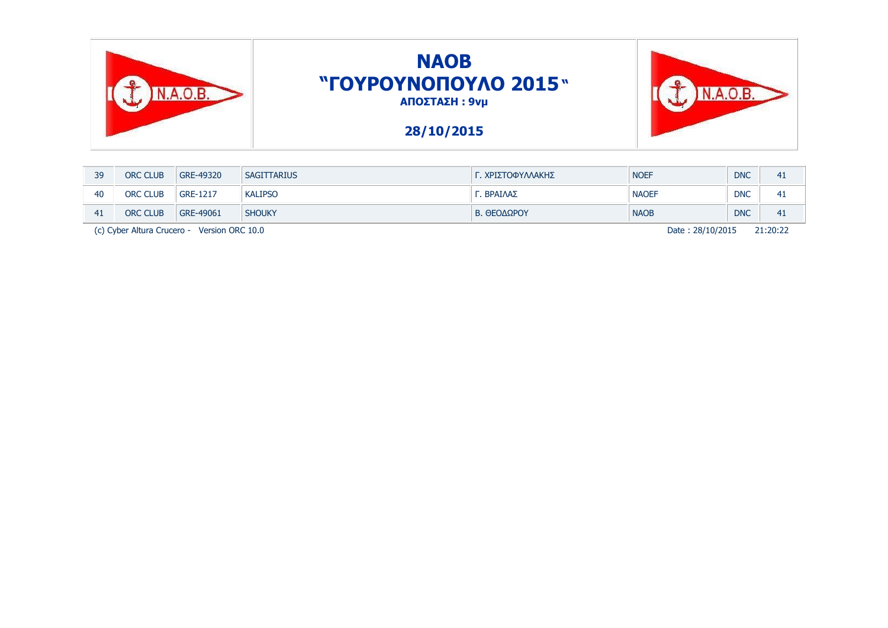# NAOB
# "ΓΟΥΡΟΥΝΟΠΟΥΛΟ 2015"
**ΑΠΟΣΤΑΣΗ : 9νμ**

**28/10/2015**

| | | | | | | | |
|---|---|---|---|---|---|---|---|
| 39 | ORC CLUB | GRE-49320 | SAGITTARIUS | Γ. ΧΡΙΣΤΟΦΥΛΛΑΚΗΣ | NOEF | DNC | 41 |
| 40 | ORC CLUB | GRE-1217 | KALIPSO | Γ. ΒΡΑΙΛΑΣ | NAOEF | DNC | 41 |
| 41 | ORC CLUB | GRE-49061 | SHOUKY | Β. ΘΕΟΔΩΡΟΥ | NAOB | DNC | 41 |

(c) Cyber Altura Crucero - Version ORC 10.0 Date : 28/10/2015 21:20:22